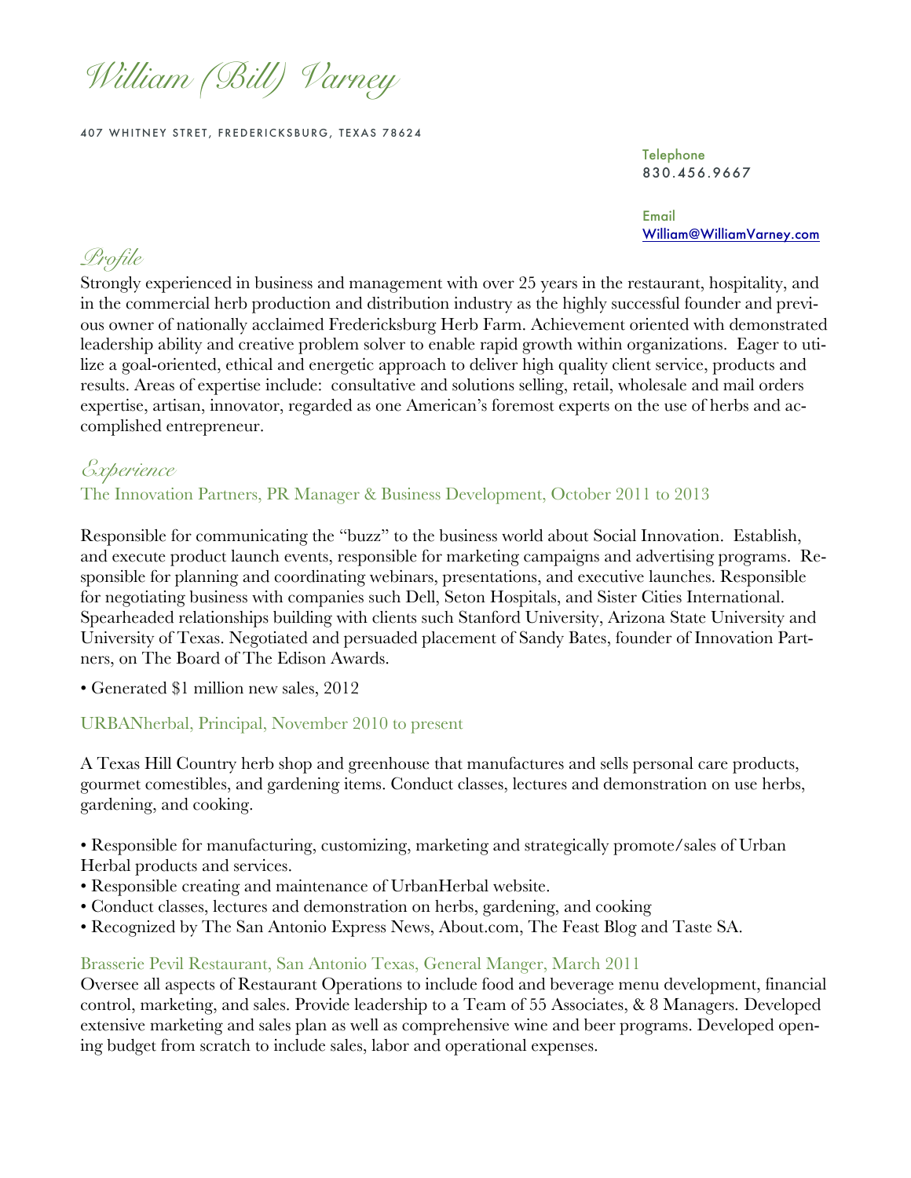# William (Bill) Varney

407 WHITNEY STRET, FREDERICKSBURG, TEXAS 78624

Telephone
830.456.9667

Email
William@WilliamVarney.com

## Profile

Strongly experienced in business and management with over 25 years in the restaurant, hospitality, and in the commercial herb production and distribution industry as the highly successful founder and previous owner of nationally acclaimed Fredericksburg Herb Farm. Achievement oriented with demonstrated leadership ability and creative problem solver to enable rapid growth within organizations. Eager to utilize a goal-oriented, ethical and energetic approach to deliver high quality client service, products and results. Areas of expertise include: consultative and solutions selling, retail, wholesale and mail orders expertise, artisan, innovator, regarded as one American's foremost experts on the use of herbs and accomplished entrepreneur.

## Experience

### The Innovation Partners, PR Manager & Business Development, October 2011 to 2013

Responsible for communicating the "buzz" to the business world about Social Innovation. Establish, and execute product launch events, responsible for marketing campaigns and advertising programs. Responsible for planning and coordinating webinars, presentations, and executive launches. Responsible for negotiating business with companies such Dell, Seton Hospitals, and Sister Cities International. Spearheaded relationships building with clients such Stanford University, Arizona State University and University of Texas. Negotiated and persuaded placement of Sandy Bates, founder of Innovation Partners, on The Board of The Edison Awards.

- Generated $1 million new sales, 2012

### URBANherbal, Principal, November 2010 to present

A Texas Hill Country herb shop and greenhouse that manufactures and sells personal care products, gourmet comestibles, and gardening items. Conduct classes, lectures and demonstration on use herbs, gardening, and cooking.

- Responsible for manufacturing, customizing, marketing and strategically promote/sales of Urban Herbal products and services.
- Responsible creating and maintenance of UrbanHerbal website.
- Conduct classes, lectures and demonstration on herbs, gardening, and cooking
- Recognized by The San Antonio Express News, About.com, The Feast Blog and Taste SA.

### Brasserie Pevil Restaurant, San Antonio Texas, General Manger, March 2011

Oversee all aspects of Restaurant Operations to include food and beverage menu development, financial control, marketing, and sales. Provide leadership to a Team of 55 Associates, & 8 Managers. Developed extensive marketing and sales plan as well as comprehensive wine and beer programs. Developed opening budget from scratch to include sales, labor and operational expenses.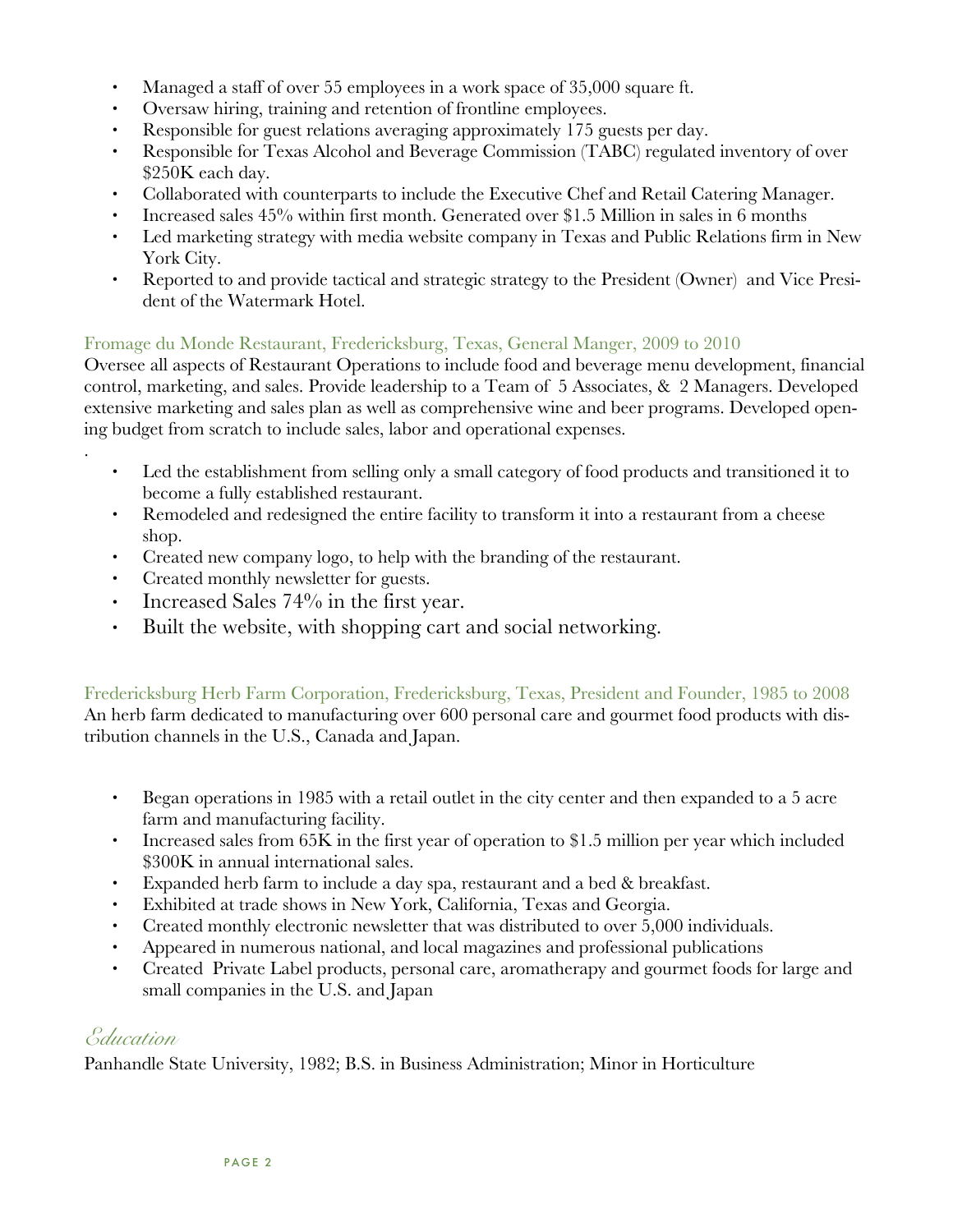- Managed a staff of over 55 employees in a work space of 35,000 square ft.
- Oversaw hiring, training and retention of frontline employees.
- Responsible for guest relations averaging approximately 175 guests per day.
- Responsible for Texas Alcohol and Beverage Commission (TABC) regulated inventory of over $250K each day.
- Collaborated with counterparts to include the Executive Chef and Retail Catering Manager.
- Increased sales 45% within first month. Generated over $1.5 Million in sales in 6 months
- Led marketing strategy with media website company in Texas and Public Relations firm in New York City.
- Reported to and provide tactical and strategic strategy to the President (Owner) and Vice President of the Watermark Hotel.

### Fromage du Monde Restaurant, Fredericksburg, Texas, General Manger, 2009 to 2010

Oversee all aspects of Restaurant Operations to include food and beverage menu development, financial control, marketing, and sales. Provide leadership to a Team of 5 Associates, & 2 Managers. Developed extensive marketing and sales plan as well as comprehensive wine and beer programs. Developed opening budget from scratch to include sales, labor and operational expenses.

.

- Led the establishment from selling only a small category of food products and transitioned it to become a fully established restaurant.
- Remodeled and redesigned the entire facility to transform it into a restaurant from a cheese shop.
- Created new company logo, to help with the branding of the restaurant.
- Created monthly newsletter for guests.
- Increased Sales 74% in the first year.
- Built the website, with shopping cart and social networking.

### Fredericksburg Herb Farm Corporation, Fredericksburg, Texas, President and Founder, 1985 to 2008

An herb farm dedicated to manufacturing over 600 personal care and gourmet food products with distribution channels in the U.S., Canada and Japan.

- Began operations in 1985 with a retail outlet in the city center and then expanded to a 5 acre farm and manufacturing facility.
- Increased sales from 65K in the first year of operation to $1.5 million per year which included $300K in annual international sales.
- Expanded herb farm to include a day spa, restaurant and a bed & breakfast.
- Exhibited at trade shows in New York, California, Texas and Georgia.
- Created monthly electronic newsletter that was distributed to over 5,000 individuals.
- Appeared in numerous national, and local magazines and professional publications
- Created Private Label products, personal care, aromatherapy and gourmet foods for large and small companies in the U.S. and Japan

## *Education*

Panhandle State University, 1982; B.S. in Business Administration; Minor in Horticulture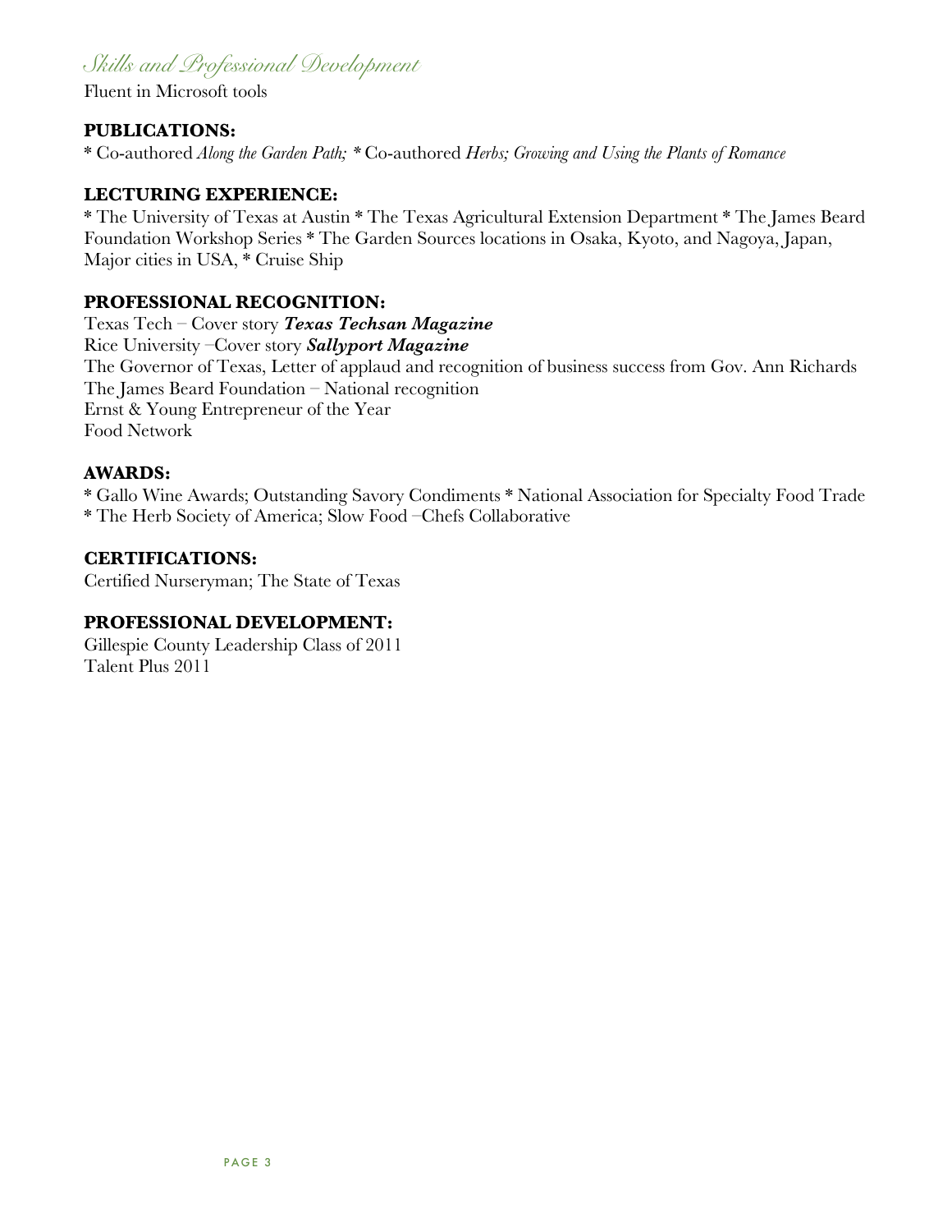## *Skills and Professional Development*

Fluent in Microsoft tools

### PUBLICATIONS:

* Co-authored *Along the Garden Path;* * Co-authored *Herbs; Growing and Using the Plants of Romance*

### LECTURING EXPERIENCE:

* The University of Texas at Austin * The Texas Agricultural Extension Department * The James Beard Foundation Workshop Series * The Garden Sources locations in Osaka, Kyoto, and Nagoya, Japan, Major cities in USA, * Cruise Ship

### PROFESSIONAL RECOGNITION:

Texas Tech – Cover story ***Texas Techsan Magazine***
Rice University –Cover story ***Sallyport Magazine***
The Governor of Texas, Letter of applaud and recognition of business success from Gov. Ann Richards
The James Beard Foundation – National recognition
Ernst & Young Entrepreneur of the Year
Food Network

### AWARDS:

* Gallo Wine Awards; Outstanding Savory Condiments * National Association for Specialty Food Trade
* The Herb Society of America; Slow Food –Chefs Collaborative

### CERTIFICATIONS:

Certified Nurseryman; The State of Texas

### PROFESSIONAL DEVELOPMENT:

Gillespie County Leadership Class of 2011
Talent Plus 2011